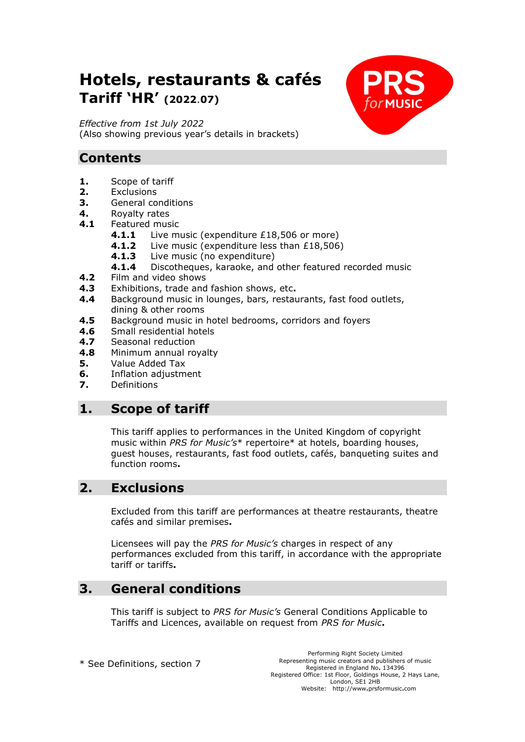# Hotels, restaurants & cafés

## Tariff 'HR' (2022.07)

*Effective from 1st July 2022*
(Also showing previous year's details in brackets)

## Contents

**1.** Scope of tariff
**2.** Exclusions
**3.** General conditions
**4.** Royalty rates
**4.1** Featured music
- **4.1.1** Live music (expenditure £18,506 or more)
- **4.1.2** Live music (expenditure less than £18,506)
- **4.1.3** Live music (no expenditure)
- **4.1.4** Discotheques, karaoke, and other featured recorded music

**4.2** Film and video shows
**4.3** Exhibitions, trade and fashion shows, etc.
**4.4** Background music in lounges, bars, restaurants, fast food outlets, dining & other rooms
**4.5** Background music in hotel bedrooms, corridors and foyers
**4.6** Small residential hotels
**4.7** Seasonal reduction
**4.8** Minimum annual royalty
**5.** Value Added Tax
**6.** Inflation adjustment
**7.** Definitions

## 1. Scope of tariff

This tariff applies to performances in the United Kingdom of copyright music within *PRS for Music's*\* repertoire\* at hotels, boarding houses, guest houses, restaurants, fast food outlets, cafés, banqueting suites and function rooms.

## 2. Exclusions

Excluded from this tariff are performances at theatre restaurants, theatre cafés and similar premises.

Licensees will pay the *PRS for Music's* charges in respect of any performances excluded from this tariff, in accordance with the appropriate tariff or tariffs.

## 3. General conditions

This tariff is subject to *PRS for Music's* General Conditions Applicable to Tariffs and Licences, available on request from *PRS for Music*.

\* See Definitions, section 7

Performing Right Society Limited
Representing music creators and publishers of music
Registered in England No. 134396
Registered Office: 1st Floor, Goldings House, 2 Hays Lane, London, SE1 2HB
Website: http://www.prsformusic.com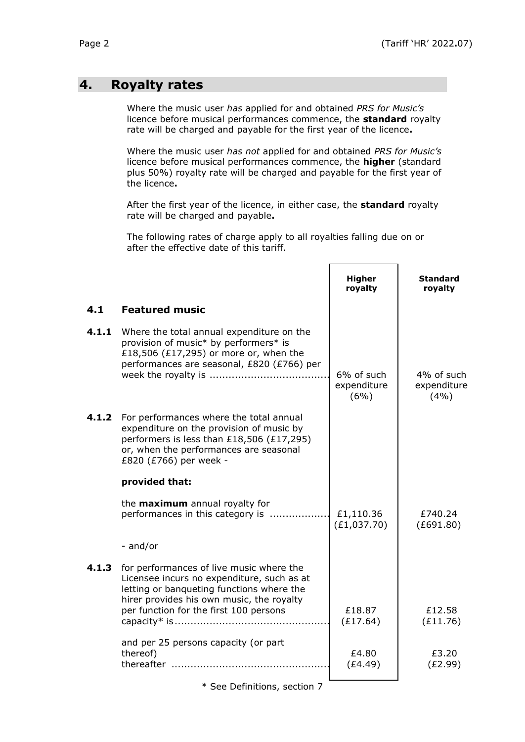## 4. Royalty rates

Where the music user *has* applied for and obtained *PRS for Music's* licence before musical performances commence, the **standard** royalty rate will be charged and payable for the first year of the licence**.**

Where the music user *has not* applied for and obtained *PRS for Music's* licence before musical performances commence, the **higher** (standard plus 50%) royalty rate will be charged and payable for the first year of the licence**.**

After the first year of the licence, in either case, the **standard** royalty rate will be charged and payable**.**

The following rates of charge apply to all royalties falling due on or after the effective date of this tariff.

| | | Higher royalty | Standard royalty |
|---|---|---|---|
| **4.1** | **Featured music** | | |
| **4.1.1** | Where the total annual expenditure on the provision of music* by performers* is £18,506 (£17,295) or more or, when the performances are seasonal, £820 (£766) per week the royalty is ...................................... | 6% of such expenditure (6%) | 4% of such expenditure (4%) |
| **4.1.2** | For performances where the total annual expenditure on the provision of music by performers is less than £18,506 (£17,295) or, when the performances are seasonal £820 (£766) per week - | | |
| | **provided that:** | | |
| | the **maximum** annual royalty for performances in this category is .................. | £1,110.36 (£1,037.70) | £740.24 (£691.80) |
| | - and/or | | |
| **4.1.3** | for performances of live music where the Licensee incurs no expenditure, such as at letting or banqueting functions where the hirer provides his own music, the royalty per function for the first 100 persons capacity* is................................................ | £18.87 (£17.64) | £12.58 (£11.76) |
| | and per 25 persons capacity (or part thereof) thereafter ................................................ | £4.80 (£4.49) | £3.20 (£2.99) |

\* See Definitions, section 7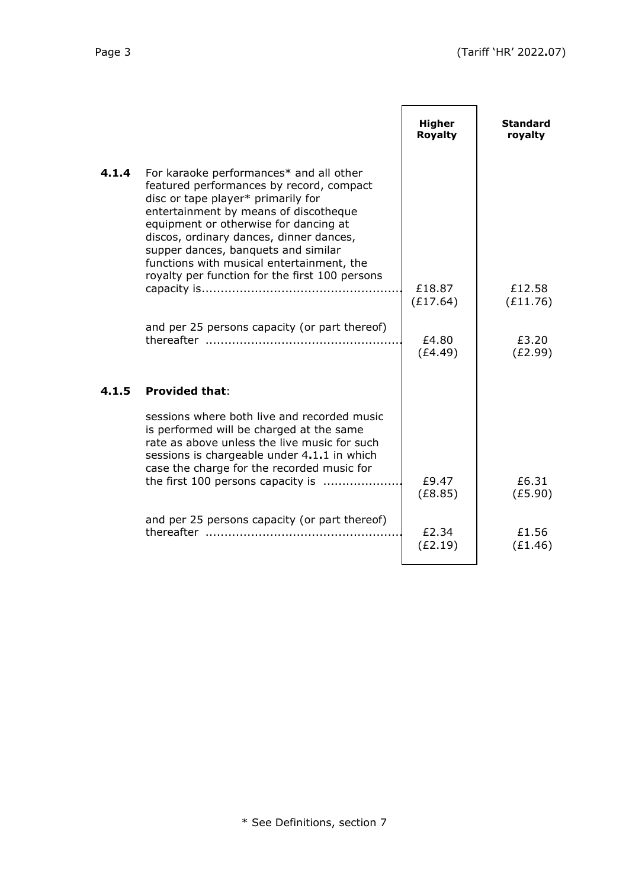| | | Higher Royalty | Standard royalty |
|---|---|---|---|
| **4.1.4** | For karaoke performances* and all other featured performances by record, compact disc or tape player* primarily for entertainment by means of discotheque equipment or otherwise for dancing at discos, ordinary dances, dinner dances, supper dances, banquets and similar functions with musical entertainment, the royalty per function for the first 100 persons capacity is.................................................... | £18.87 (£17.64) | £12.58 (£11.76) |
| | and per 25 persons capacity (or part thereof) thereafter .................................................... | £4.80 (£4.49) | £3.20 (£2.99) |
| **4.1.5** | **Provided that**: | | |
| | sessions where both live and recorded music is performed will be charged at the same rate as above unless the live music for such sessions is chargeable under 4.1.1 in which case the charge for the recorded music for the first 100 persons capacity is .................... | £9.47 (£8.85) | £6.31 (£5.90) |
| | and per 25 persons capacity (or part thereof) thereafter .................................................... | £2.34 (£2.19) | £1.56 (£1.46) |

* See Definitions, section 7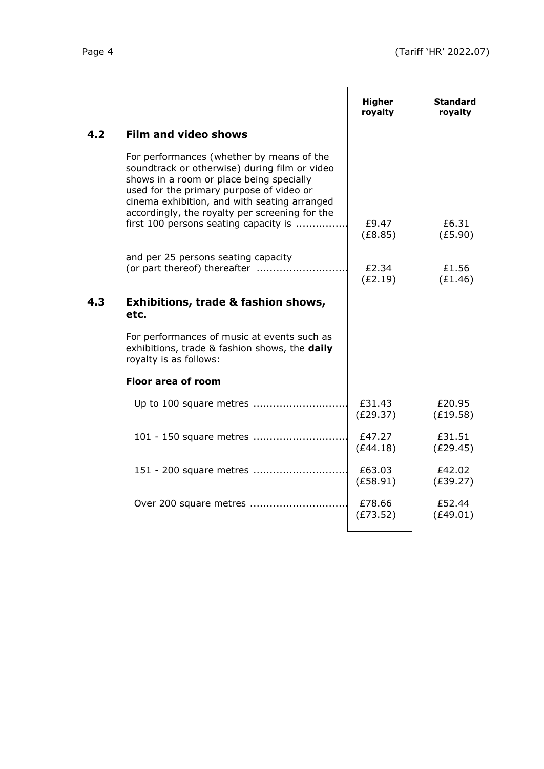| | | Higher royalty | Standard royalty |
|---|---|---|---|
| **4.2** | **Film and video shows** | | |
| | For performances (whether by means of the soundtrack or otherwise) during film or video shows in a room or place being specially used for the primary purpose of video or cinema exhibition, and with seating arranged accordingly, the royalty per screening for the first 100 persons seating capacity is ................ | £9.47 (£8.85) | £6.31 (£5.90) |
| | and per 25 persons seating capacity (or part thereof) thereafter ........................... | £2.34 (£2.19) | £1.56 (£1.46) |
| **4.3** | **Exhibitions, trade & fashion shows, etc.** | | |
| | For performances of music at events such as exhibitions, trade & fashion shows, the **daily** royalty is as follows: | | |
| | **Floor area of room** | | |
| | Up to 100 square metres ............................ | £31.43 (£29.37) | £20.95 (£19.58) |
| | 101 - 150 square metres ............................ | £47.27 (£44.18) | £31.51 (£29.45) |
| | 151 - 200 square metres ............................ | £63.03 (£58.91) | £42.02 (£39.27) |
| | Over 200 square metres ............................. | £78.66 (£73.52) | £52.44 (£49.01) |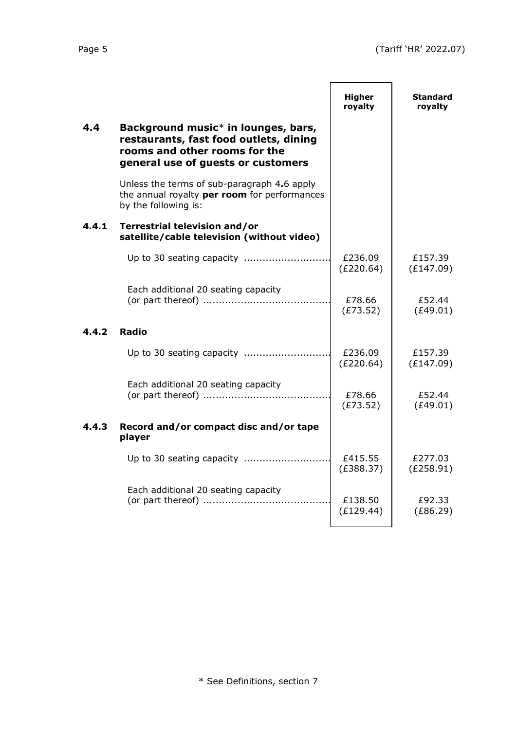| | | Higher royalty | Standard royalty |
|---|---|---|---|
| **4.4** | **Background music* in lounges, bars, restaurants, fast food outlets, dining rooms and other rooms for the general use of guests or customers** | | |
| | Unless the terms of sub-paragraph 4.6 apply the annual royalty **per room** for performances by the following is: | | |
| **4.4.1** | **Terrestrial television and/or satellite/cable television (without video)** | | |
| | Up to 30 seating capacity | £236.09 (£220.64) | £157.39 (£147.09) |
| | Each additional 20 seating capacity (or part thereof) | £78.66 (£73.52) | £52.44 (£49.01) |
| **4.4.2** | **Radio** | | |
| | Up to 30 seating capacity | £236.09 (£220.64) | £157.39 (£147.09) |
| | Each additional 20 seating capacity (or part thereof) | £78.66 (£73.52) | £52.44 (£49.01) |
| **4.4.3** | **Record and/or compact disc and/or tape player** | | |
| | Up to 30 seating capacity | £415.55 (£388.37) | £277.03 (£258.91) |
| | Each additional 20 seating capacity (or part thereof) | £138.50 (£129.44) | £92.33 (£86.29) |

* See Definitions, section 7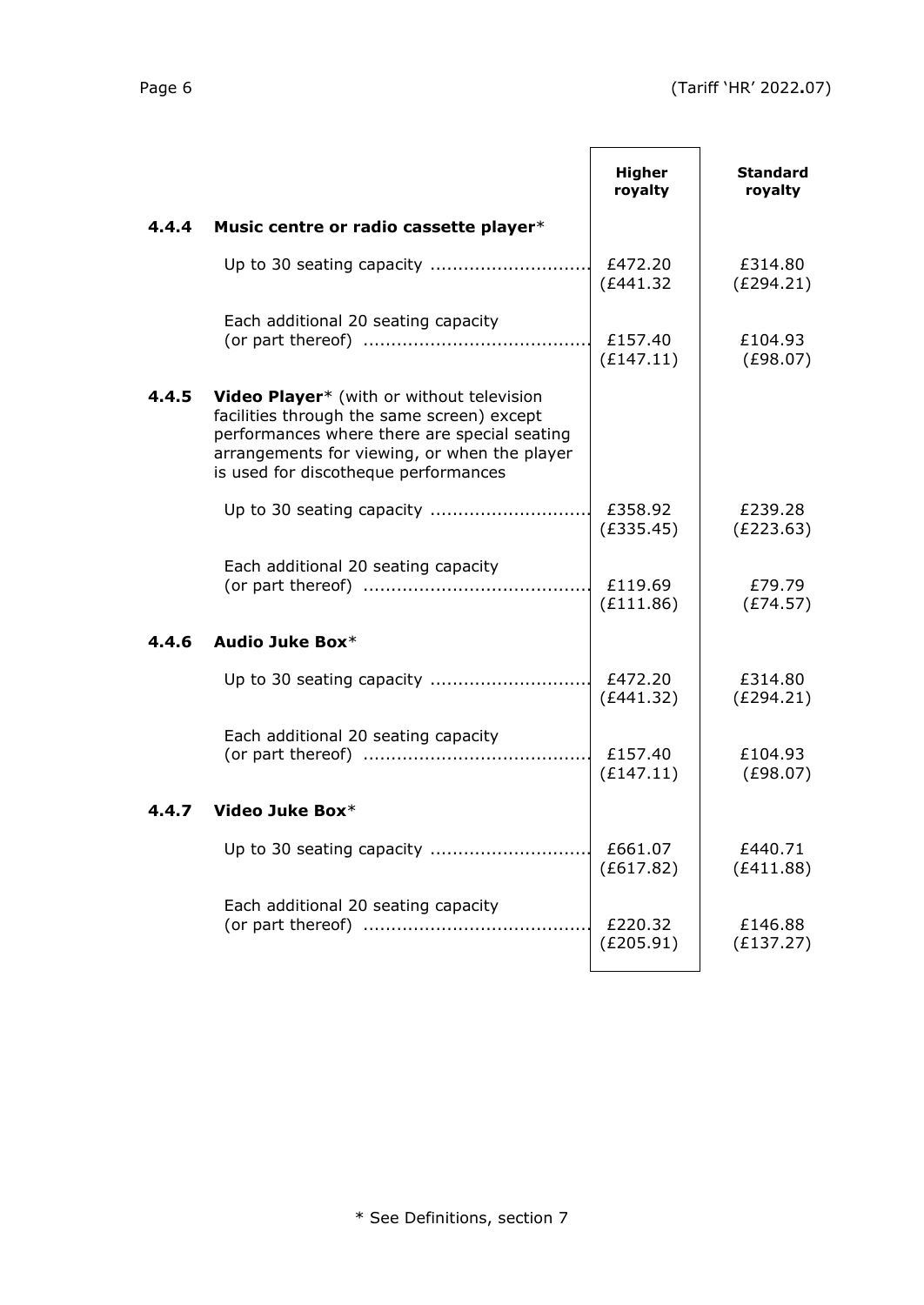| | | Higher royalty | Standard royalty |
|---|---|---|---|
| **4.4.4** | **Music centre or radio cassette player*** | | |
| | Up to 30 seating capacity ............................ | £472.20 (£441.32 | £314.80 (£294.21) |
| | Each additional 20 seating capacity (or part thereof) ........................................ | £157.40 (£147.11) | £104.93 (£98.07) |
| **4.4.5** | **Video Player*** (with or without television facilities through the same screen) except performances where there are special seating arrangements for viewing, or when the player is used for discotheque performances | | |
| | Up to 30 seating capacity ............................ | £358.92 (£335.45) | £239.28 (£223.63) |
| | Each additional 20 seating capacity (or part thereof) ........................................ | £119.69 (£111.86) | £79.79 (£74.57) |
| **4.4.6** | **Audio Juke Box*** | | |
| | Up to 30 seating capacity ............................ | £472.20 (£441.32) | £314.80 (£294.21) |
| | Each additional 20 seating capacity (or part thereof) ........................................ | £157.40 (£147.11) | £104.93 (£98.07) |
| **4.4.7** | **Video Juke Box*** | | |
| | Up to 30 seating capacity ............................ | £661.07 (£617.82) | £440.71 (£411.88) |
| | Each additional 20 seating capacity (or part thereof) ........................................ | £220.32 (£205.91) | £146.88 (£137.27) |

* See Definitions, section 7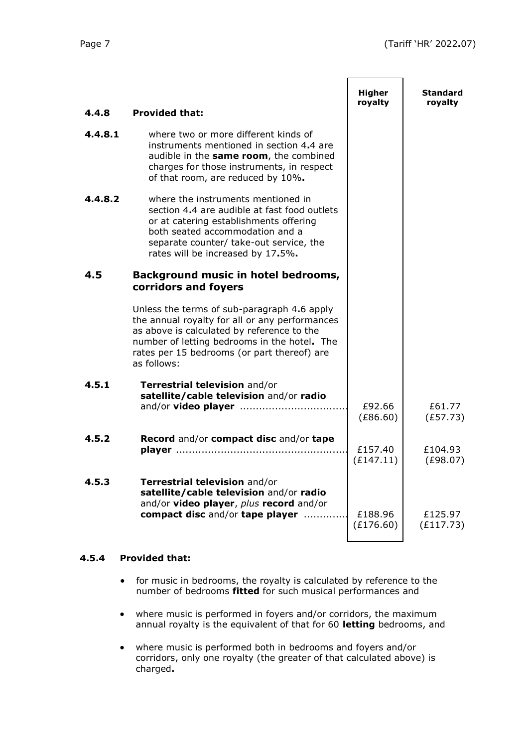| | | Higher royalty | Standard royalty |
|---|---|---|---|
| **4.4.8** | **Provided that:** | | |
| **4.4.8.1** | where two or more different kinds of instruments mentioned in section 4.4 are audible in the **same room**, the combined charges for those instruments, in respect of that room, are reduced by 10%. | | |
| **4.4.8.2** | where the instruments mentioned in section 4.4 are audible at fast food outlets or at catering establishments offering both seated accommodation and a separate counter/ take-out service, the rates will be increased by 17.5%. | | |
| **4.5** | **Background music in hotel bedrooms, corridors and foyers** | | |
| | Unless the terms of sub-paragraph 4.6 apply the annual royalty for all or any performances as above is calculated by reference to the number of letting bedrooms in the hotel. The rates per 15 bedrooms (or part thereof) are as follows: | | |
| **4.5.1** | **Terrestrial television** and/or **satellite/cable television** and/or **radio** and/or **video player** ................................. | £92.66 (£86.60) | £61.77 (£57.73) |
| **4.5.2** | **Record** and/or **compact disc** and/or **tape player** .................................................... | £157.40 (£147.11) | £104.93 (£98.07) |
| **4.5.3** | **Terrestrial television** and/or **satellite/cable television** and/or **radio** and/or **video player**, *plus* **record** and/or **compact disc** and/or **tape player** ............. | £188.96 (£176.60) | £125.97 (£117.73) |

**4.5.4 Provided that:**

- for music in bedrooms, the royalty is calculated by reference to the number of bedrooms **fitted** for such musical performances and
- where music is performed in foyers and/or corridors, the maximum annual royalty is the equivalent of that for 60 **letting** bedrooms, and
- where music is performed both in bedrooms and foyers and/or corridors, only one royalty (the greater of that calculated above) is charged.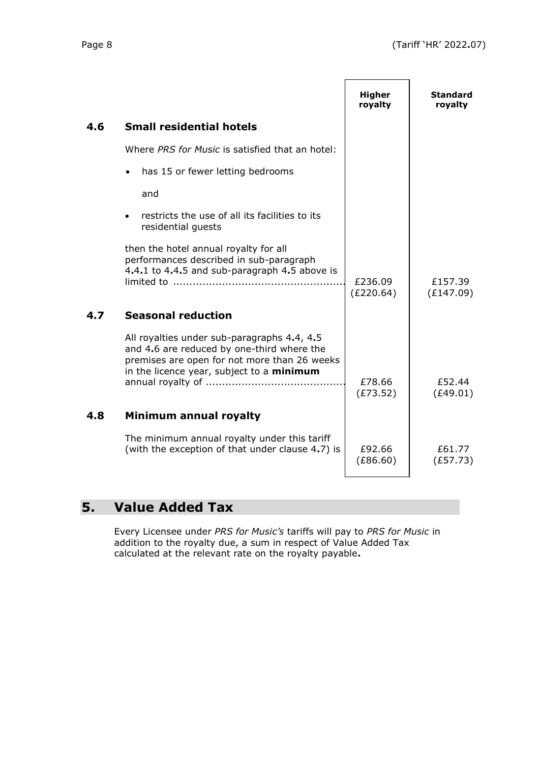| | | Higher royalty | Standard royalty |
|---|---|---|---|
| **4.6** | **Small residential hotels** | | |
| | Where *PRS for Music* is satisfied that an hotel:<br>• has 15 or fewer letting bedrooms<br>and<br>• restricts the use of all its facilities to its residential guests<br>then the hotel annual royalty for all performances described in sub-paragraph 4.4.1 to 4.4.5 and sub-paragraph 4.5 above is limited to ..................................................... | £236.09 (£220.64) | £157.39 (£147.09) |
| **4.7** | **Seasonal reduction** | | |
| | All royalties under sub-paragraphs 4.4, 4.5 and 4.6 are reduced by one-third where the premises are open for not more than 26 weeks in the licence year, subject to a **minimum** annual royalty of .......................................... | £78.66 (£73.52) | £52.44 (£49.01) |
| **4.8** | **Minimum annual royalty** | | |
| | The minimum annual royalty under this tariff (with the exception of that under clause 4.7) is | £92.66 (£86.60) | £61.77 (£57.73) |

## 5. Value Added Tax

Every Licensee under *PRS for Music's* tariffs will pay to *PRS for Music* in addition to the royalty due, a sum in respect of Value Added Tax calculated at the relevant rate on the royalty payable.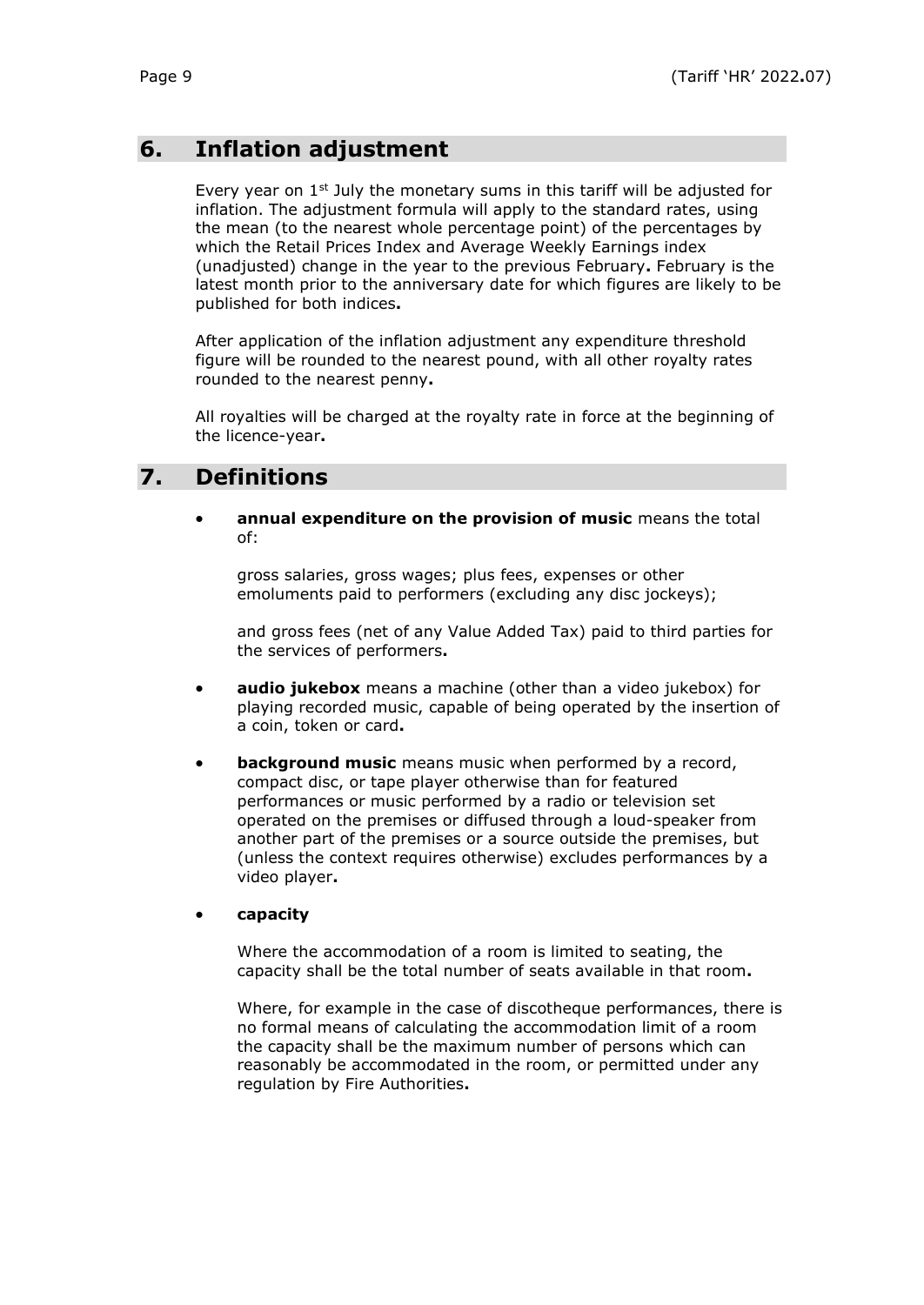## 6. Inflation adjustment

Every year on 1st July the monetary sums in this tariff will be adjusted for inflation. The adjustment formula will apply to the standard rates, using the mean (to the nearest whole percentage point) of the percentages by which the Retail Prices Index and Average Weekly Earnings index (unadjusted) change in the year to the previous February**.** February is the latest month prior to the anniversary date for which figures are likely to be published for both indices**.**

After application of the inflation adjustment any expenditure threshold figure will be rounded to the nearest pound, with all other royalty rates rounded to the nearest penny**.**

All royalties will be charged at the royalty rate in force at the beginning of the licence-year**.**

## 7. Definitions

- **annual expenditure on the provision of music** means the total of:

  gross salaries, gross wages; plus fees, expenses or other emoluments paid to performers (excluding any disc jockeys);

  and gross fees (net of any Value Added Tax) paid to third parties for the services of performers**.**

- **audio jukebox** means a machine (other than a video jukebox) for playing recorded music, capable of being operated by the insertion of a coin, token or card**.**

- **background music** means music when performed by a record, compact disc, or tape player otherwise than for featured performances or music performed by a radio or television set operated on the premises or diffused through a loud-speaker from another part of the premises or a source outside the premises, but (unless the context requires otherwise) excludes performances by a video player**.**

- **capacity**

  Where the accommodation of a room is limited to seating, the capacity shall be the total number of seats available in that room**.**

  Where, for example in the case of discotheque performances, there is no formal means of calculating the accommodation limit of a room the capacity shall be the maximum number of persons which can reasonably be accommodated in the room, or permitted under any regulation by Fire Authorities**.**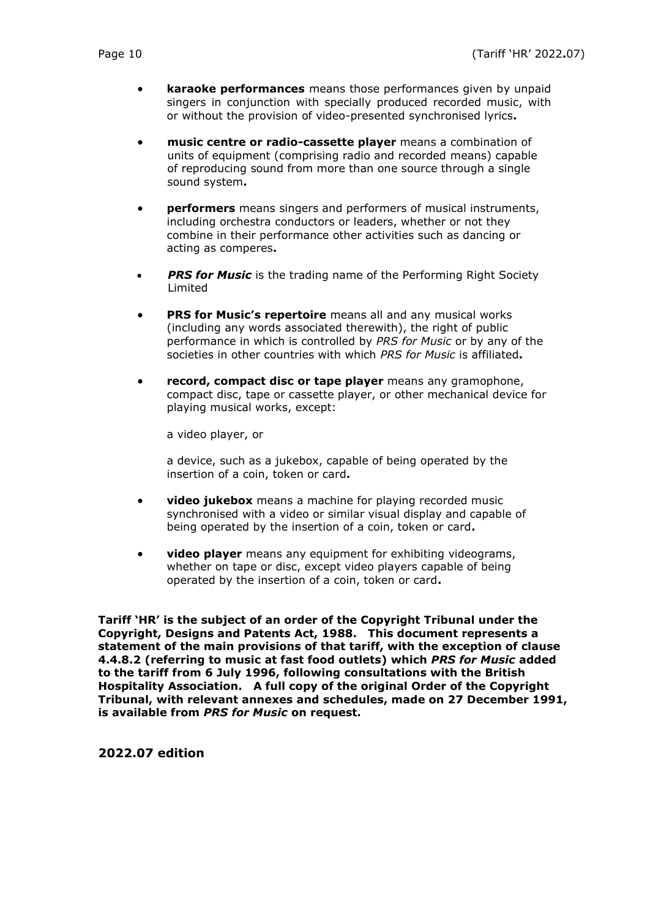- **karaoke performances** means those performances given by unpaid singers in conjunction with specially produced recorded music, with or without the provision of video-presented synchronised lyrics**.**

- **music centre or radio-cassette player** means a combination of units of equipment (comprising radio and recorded means) capable of reproducing sound from more than one source through a single sound system**.**

- **performers** means singers and performers of musical instruments, including orchestra conductors or leaders, whether or not they combine in their performance other activities such as dancing or acting as comperes**.**

- ***PRS for Music*** is the trading name of the Performing Right Society Limited

- **PRS for Music's repertoire** means all and any musical works (including any words associated therewith), the right of public performance in which is controlled by *PRS for Music* or by any of the societies in other countries with which *PRS for Music* is affiliated**.**

- **record, compact disc or tape player** means any gramophone, compact disc, tape or cassette player, or other mechanical device for playing musical works, except:

  a video player, or

  a device, such as a jukebox, capable of being operated by the insertion of a coin, token or card**.**

- **video jukebox** means a machine for playing recorded music synchronised with a video or similar visual display and capable of being operated by the insertion of a coin, token or card**.**

- **video player** means any equipment for exhibiting videograms, whether on tape or disc, except video players capable of being operated by the insertion of a coin, token or card**.**

**Tariff 'HR' is the subject of an order of the Copyright Tribunal under the Copyright, Designs and Patents Act, 1988. This document represents a statement of the main provisions of that tariff, with the exception of clause 4.4.8.2 (referring to music at fast food outlets) which *PRS for Music* added to the tariff from 6 July 1996, following consultations with the British Hospitality Association. A full copy of the original Order of the Copyright Tribunal, with relevant annexes and schedules, made on 27 December 1991, is available from *PRS for Music* on request.**

**2022.07 edition**